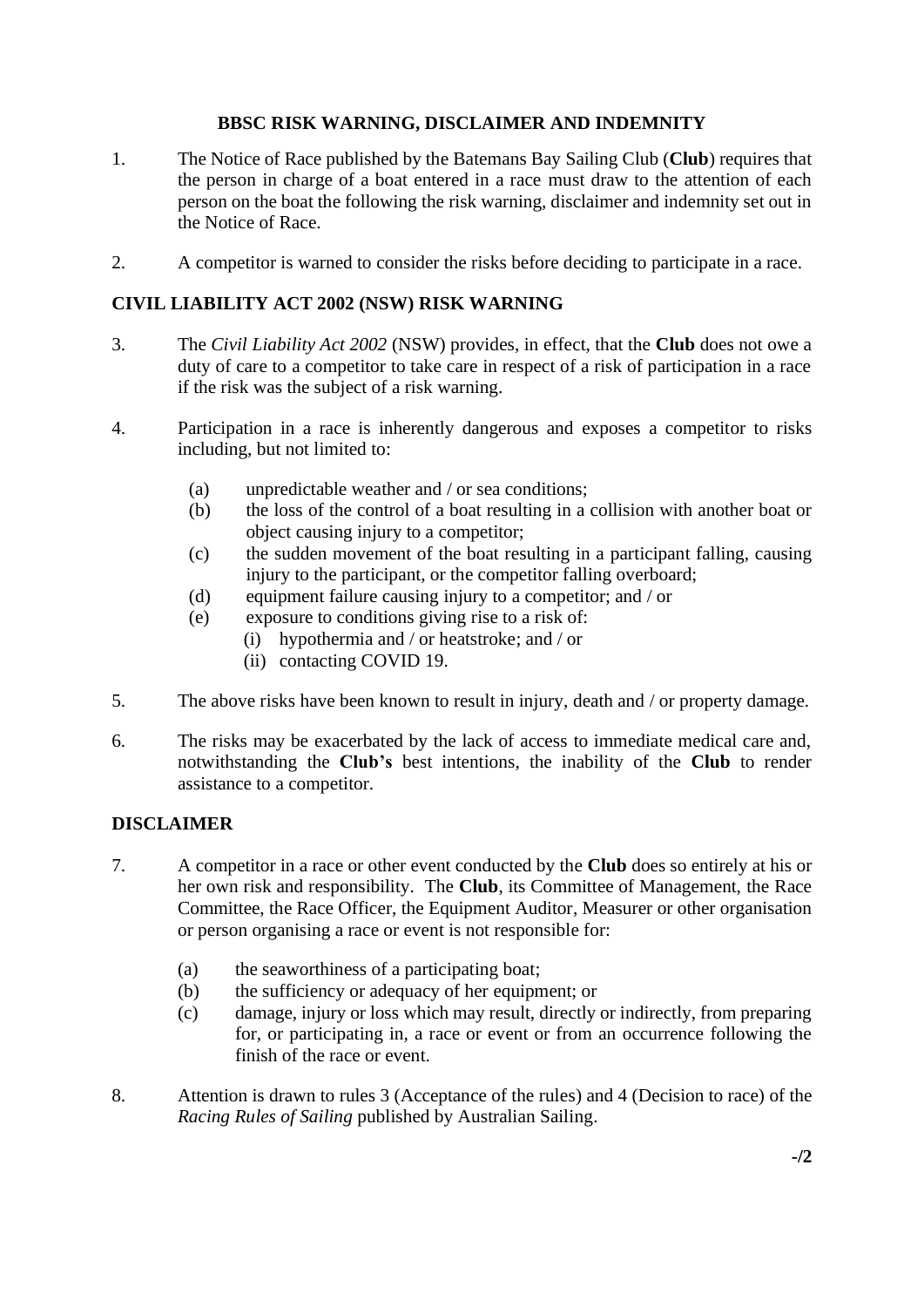## BBSC RISK WARNING, DISCLAIMER AND INDEMNITY

1. The Notice of Race published by the Batemans Bay Sailing Club (**Club**) requires that the person in charge of a boat entered in a race must draw to the attention of each person on the boat the following the risk warning, disclaimer and indemnity set out in the Notice of Race.

2. A competitor is warned to consider the risks before deciding to participate in a race.

## CIVIL LIABILITY ACT 2002 (NSW) RISK WARNING

3. The *Civil Liability Act 2002* (NSW) provides, in effect, that the **Club** does not owe a duty of care to a competitor to take care in respect of a risk of participation in a race if the risk was the subject of a risk warning.

4. Participation in a race is inherently dangerous and exposes a competitor to risks including, but not limited to:

   (a) unpredictable weather and / or sea conditions;
   (b) the loss of the control of a boat resulting in a collision with another boat or object causing injury to a competitor;
   (c) the sudden movement of the boat resulting in a participant falling, causing injury to the participant, or the competitor falling overboard;
   (d) equipment failure causing injury to a competitor; and / or
   (e) exposure to conditions giving rise to a risk of:
      (i) hypothermia and / or heatstroke; and / or
      (ii) contacting COVID 19.

5. The above risks have been known to result in injury, death and / or property damage.

6. The risks may be exacerbated by the lack of access to immediate medical care and, notwithstanding the **Club's** best intentions, the inability of the **Club** to render assistance to a competitor.

## DISCLAIMER

7. A competitor in a race or other event conducted by the **Club** does so entirely at his or her own risk and responsibility. The **Club**, its Committee of Management, the Race Committee, the Race Officer, the Equipment Auditor, Measurer or other organisation or person organising a race or event is not responsible for:

   (a) the seaworthiness of a participating boat;
   (b) the sufficiency or adequacy of her equipment; or
   (c) damage, injury or loss which may result, directly or indirectly, from preparing for, or participating in, a race or event or from an occurrence following the finish of the race or event.

8. Attention is drawn to rules 3 (Acceptance of the rules) and 4 (Decision to race) of the *Racing Rules of Sailing* published by Australian Sailing.

**-/2**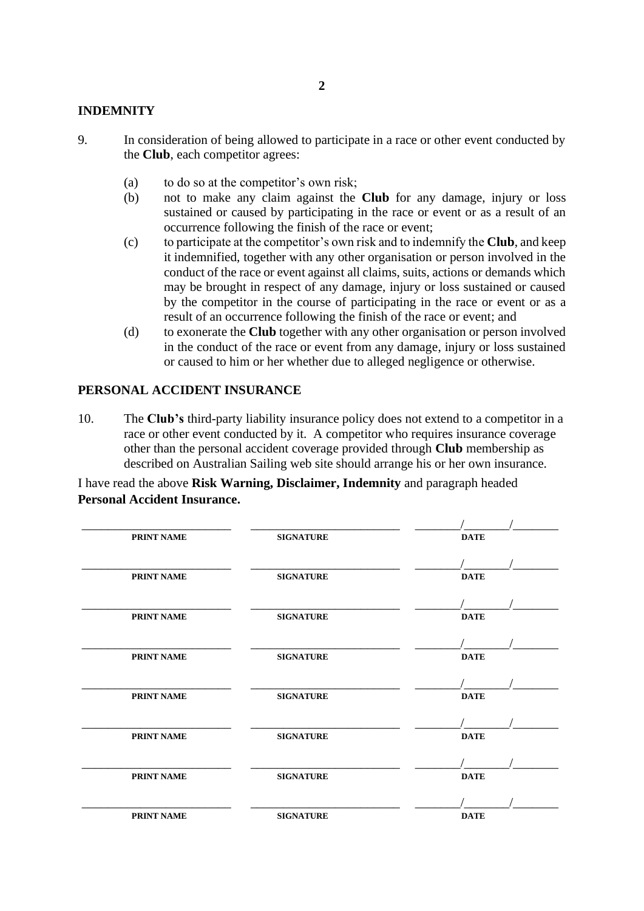## INDEMNITY

9. In consideration of being allowed to participate in a race or other event conducted by the **Club**, each competitor agrees:

   (a) to do so at the competitor's own risk;

   (b) not to make any claim against the **Club** for any damage, injury or loss sustained or caused by participating in the race or event or as a result of an occurrence following the finish of the race or event;

   (c) to participate at the competitor's own risk and to indemnify the **Club**, and keep it indemnified, together with any other organisation or person involved in the conduct of the race or event against all claims, suits, actions or demands which may be brought in respect of any damage, injury or loss sustained or caused by the competitor in the course of participating in the race or event or as a result of an occurrence following the finish of the race or event; and

   (d) to exonerate the **Club** together with any other organisation or person involved in the conduct of the race or event from any damage, injury or loss sustained or caused to him or her whether due to alleged negligence or otherwise.

## PERSONAL ACCIDENT INSURANCE

10. The **Club's** third-party liability insurance policy does not extend to a competitor in a race or other event conducted by it. A competitor who requires insurance coverage other than the personal accident coverage provided through **Club** membership as described on Australian Sailing web site should arrange his or her own insurance.

I have read the above **Risk Warning, Disclaimer, Indemnity** and paragraph headed **Personal Accident Insurance.**

| PRINT NAME | SIGNATURE | DATE |
|---|---|---|
| | | / / |
| | | / / |
| | | / / |
| | | / / |
| | | / / |
| | | / / |
| | | / / |
| | | / / |